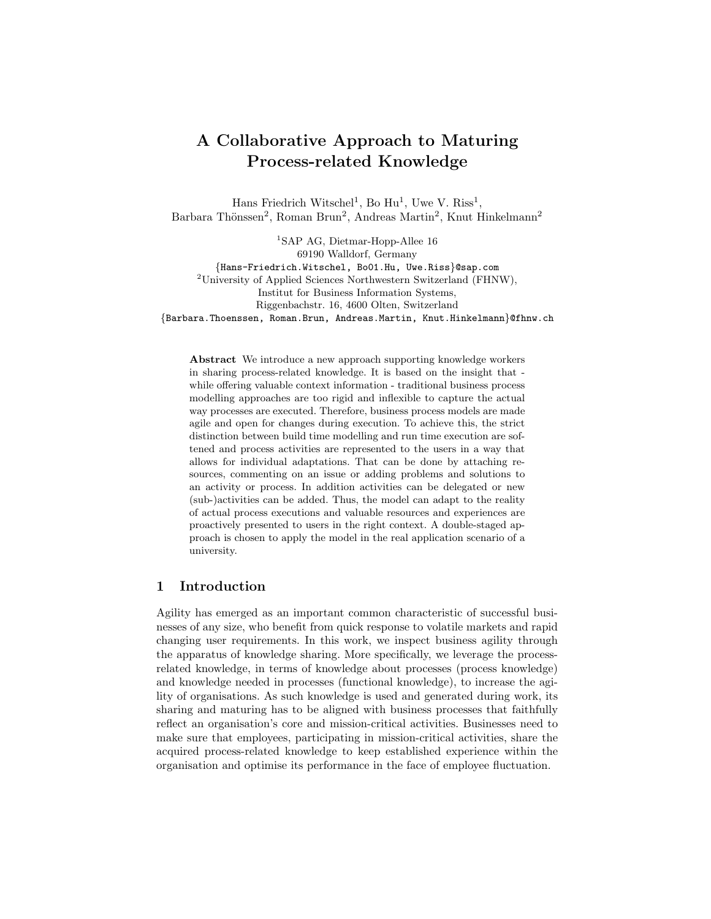# A Collaborative Approach to Maturing Process-related Knowledge

Hans Friedrich Witschel[1], Bo Hu[1], Uwe V. Riss[1],
Barbara Thönssen[2], Roman Brun[2], Andreas Martin[2], Knut Hinkelmann[2]

[1]SAP AG, Dietmar-Hopp-Allee 16
69190 Walldorf, Germany
{Hans-Friedrich.Witschel, Bo01.Hu, Uwe.Riss}@sap.com
[2]University of Applied Sciences Northwestern Switzerland (FHNW),
Institut for Business Information Systems,
Riggenbachstr. 16, 4600 Olten, Switzerland
{Barbara.Thoenssen, Roman.Brun, Andreas.Martin, Knut.Hinkelmann}@fhnw.ch

**Abstract** We introduce a new approach supporting knowledge workers in sharing process-related knowledge. It is based on the insight that - while offering valuable context information - traditional business process modelling approaches are too rigid and inflexible to capture the actual way processes are executed. Therefore, business process models are made agile and open for changes during execution. To achieve this, the strict distinction between build time modelling and run time execution are softened and process activities are represented to the users in a way that allows for individual adaptations. That can be done by attaching resources, commenting on an issue or adding problems and solutions to an activity or process. In addition activities can be delegated or new (sub-)activities can be added. Thus, the model can adapt to the reality of actual process executions and valuable resources and experiences are proactively presented to users in the right context. A double-staged approach is chosen to apply the model in the real application scenario of a university.

## 1 Introduction

Agility has emerged as an important common characteristic of successful businesses of any size, who benefit from quick response to volatile markets and rapid changing user requirements. In this work, we inspect business agility through the apparatus of knowledge sharing. More specifically, we leverage the process-related knowledge, in terms of knowledge about processes (process knowledge) and knowledge needed in processes (functional knowledge), to increase the agility of organisations. As such knowledge is used and generated during work, its sharing and maturing has to be aligned with business processes that faithfully reflect an organisation's core and mission-critical activities. Businesses need to make sure that employees, participating in mission-critical activities, share the acquired process-related knowledge to keep established experience within the organisation and optimise its performance in the face of employee fluctuation.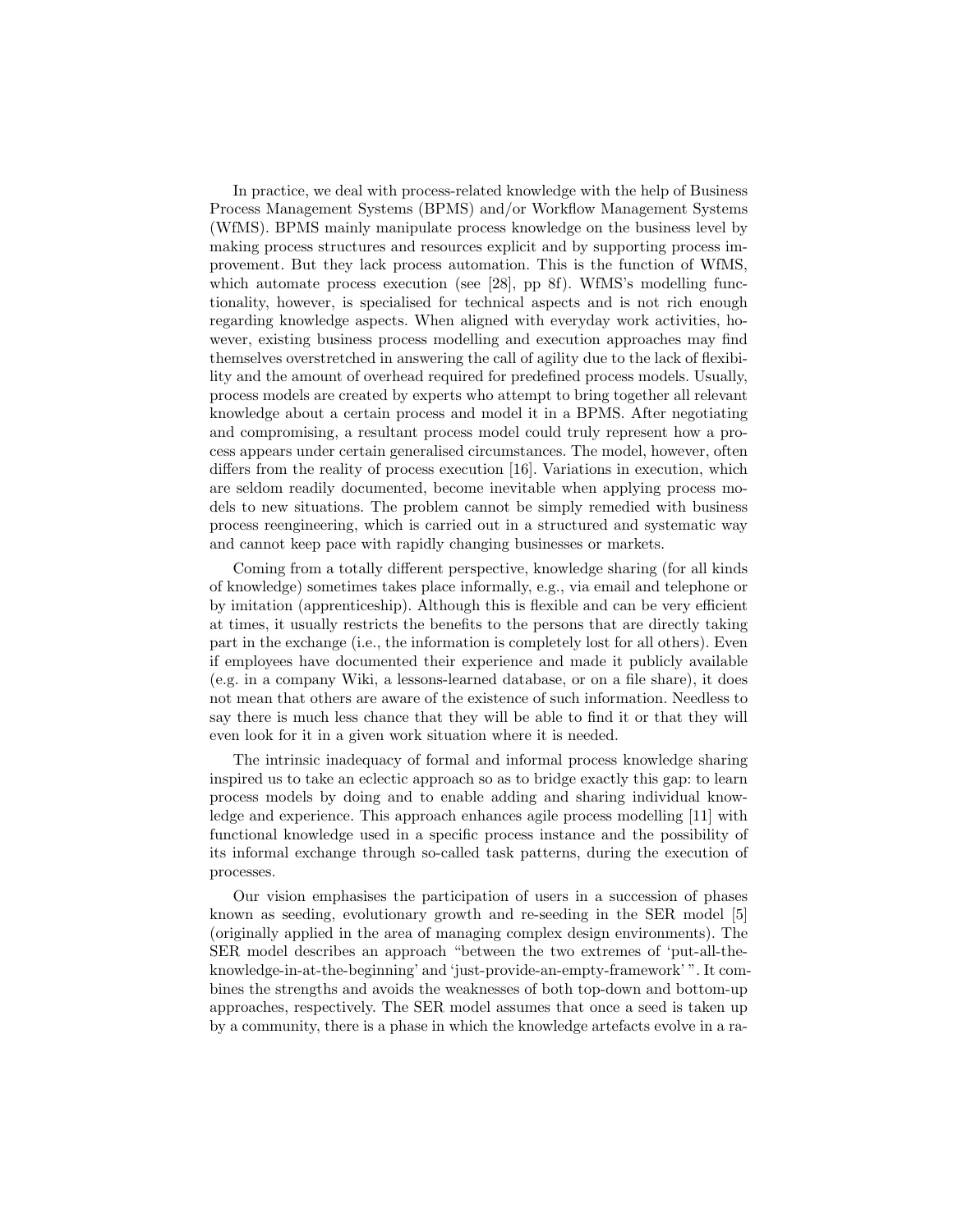In practice, we deal with process-related knowledge with the help of Business Process Management Systems (BPMS) and/or Workflow Management Systems (WfMS). BPMS mainly manipulate process knowledge on the business level by making process structures and resources explicit and by supporting process improvement. But they lack process automation. This is the function of WfMS, which automate process execution (see [28], pp 8f). WfMS's modelling functionality, however, is specialised for technical aspects and is not rich enough regarding knowledge aspects. When aligned with everyday work activities, however, existing business process modelling and execution approaches may find themselves overstretched in answering the call of agility due to the lack of flexibility and the amount of overhead required for predefined process models. Usually, process models are created by experts who attempt to bring together all relevant knowledge about a certain process and model it in a BPMS. After negotiating and compromising, a resultant process model could truly represent how a process appears under certain generalised circumstances. The model, however, often differs from the reality of process execution [16]. Variations in execution, which are seldom readily documented, become inevitable when applying process models to new situations. The problem cannot be simply remedied with business process reengineering, which is carried out in a structured and systematic way and cannot keep pace with rapidly changing businesses or markets.

Coming from a totally different perspective, knowledge sharing (for all kinds of knowledge) sometimes takes place informally, e.g., via email and telephone or by imitation (apprenticeship). Although this is flexible and can be very efficient at times, it usually restricts the benefits to the persons that are directly taking part in the exchange (i.e., the information is completely lost for all others). Even if employees have documented their experience and made it publicly available (e.g. in a company Wiki, a lessons-learned database, or on a file share), it does not mean that others are aware of the existence of such information. Needless to say there is much less chance that they will be able to find it or that they will even look for it in a given work situation where it is needed.

The intrinsic inadequacy of formal and informal process knowledge sharing inspired us to take an eclectic approach so as to bridge exactly this gap: to learn process models by doing and to enable adding and sharing individual knowledge and experience. This approach enhances agile process modelling [11] with functional knowledge used in a specific process instance and the possibility of its informal exchange through so-called task patterns, during the execution of processes.

Our vision emphasises the participation of users in a succession of phases known as seeding, evolutionary growth and re-seeding in the SER model [5] (originally applied in the area of managing complex design environments). The SER model describes an approach "between the two extremes of 'put-all-the-knowledge-in-at-the-beginning' and 'just-provide-an-empty-framework' ". It combines the strengths and avoids the weaknesses of both top-down and bottom-up approaches, respectively. The SER model assumes that once a seed is taken up by a community, there is a phase in which the knowledge artefacts evolve in a ra-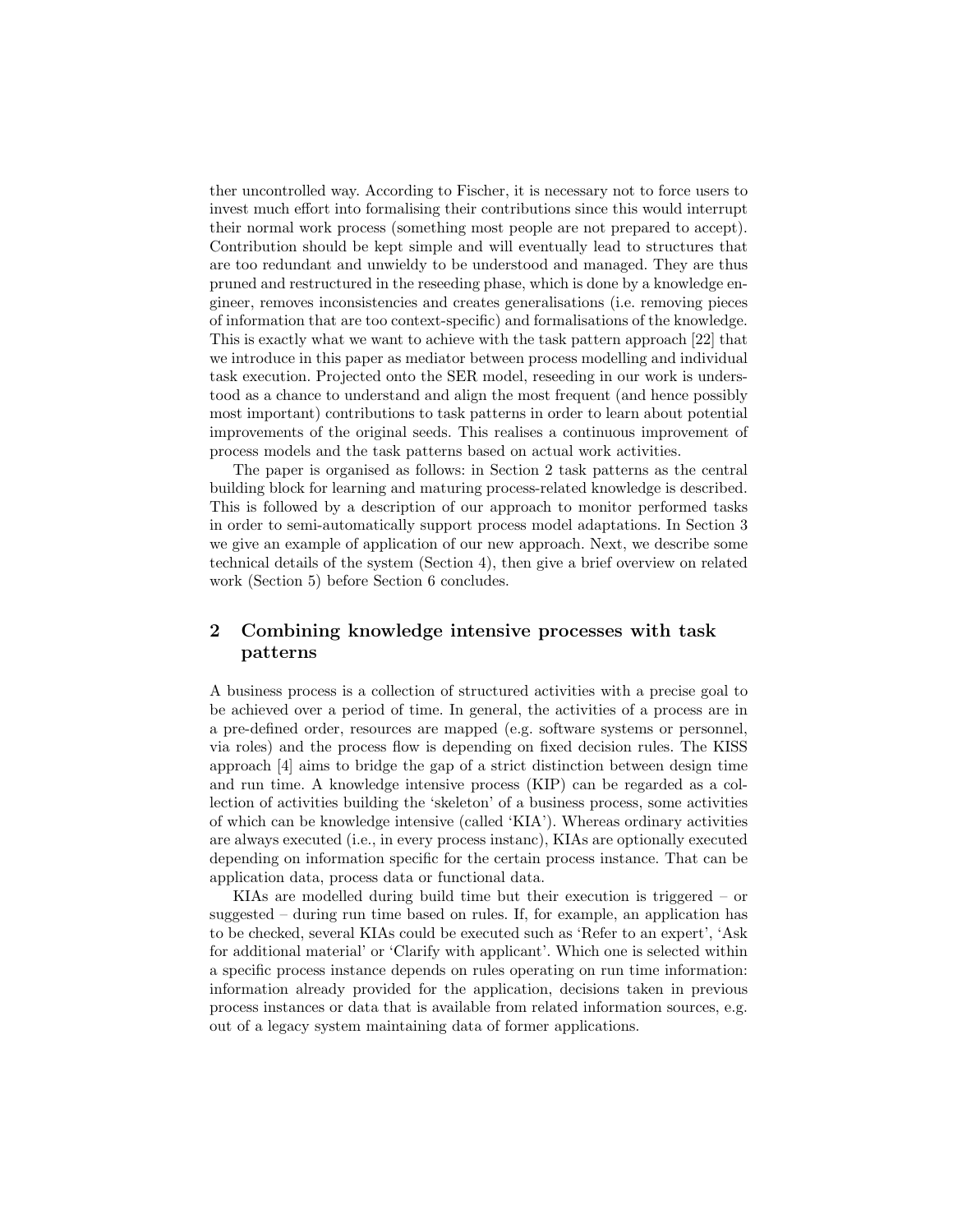ther uncontrolled way. According to Fischer, it is necessary not to force users to invest much effort into formalising their contributions since this would interrupt their normal work process (something most people are not prepared to accept). Contribution should be kept simple and will eventually lead to structures that are too redundant and unwieldy to be understood and managed. They are thus pruned and restructured in the reseeding phase, which is done by a knowledge engineer, removes inconsistencies and creates generalisations (i.e. removing pieces of information that are too context-specific) and formalisations of the knowledge. This is exactly what we want to achieve with the task pattern approach [22] that we introduce in this paper as mediator between process modelling and individual task execution. Projected onto the SER model, reseeding in our work is understood as a chance to understand and align the most frequent (and hence possibly most important) contributions to task patterns in order to learn about potential improvements of the original seeds. This realises a continuous improvement of process models and the task patterns based on actual work activities.

The paper is organised as follows: in Section 2 task patterns as the central building block for learning and maturing process-related knowledge is described. This is followed by a description of our approach to monitor performed tasks in order to semi-automatically support process model adaptations. In Section 3 we give an example of application of our new approach. Next, we describe some technical details of the system (Section 4), then give a brief overview on related work (Section 5) before Section 6 concludes.

## 2 Combining knowledge intensive processes with task patterns

A business process is a collection of structured activities with a precise goal to be achieved over a period of time. In general, the activities of a process are in a pre-defined order, resources are mapped (e.g. software systems or personnel, via roles) and the process flow is depending on fixed decision rules. The KISS approach [4] aims to bridge the gap of a strict distinction between design time and run time. A knowledge intensive process (KIP) can be regarded as a collection of activities building the 'skeleton' of a business process, some activities of which can be knowledge intensive (called 'KIA'). Whereas ordinary activities are always executed (i.e., in every process instanc), KIAs are optionally executed depending on information specific for the certain process instance. That can be application data, process data or functional data.

KIAs are modelled during build time but their execution is triggered – or suggested – during run time based on rules. If, for example, an application has to be checked, several KIAs could be executed such as 'Refer to an expert', 'Ask for additional material' or 'Clarify with applicant'. Which one is selected within a specific process instance depends on rules operating on run time information: information already provided for the application, decisions taken in previous process instances or data that is available from related information sources, e.g. out of a legacy system maintaining data of former applications.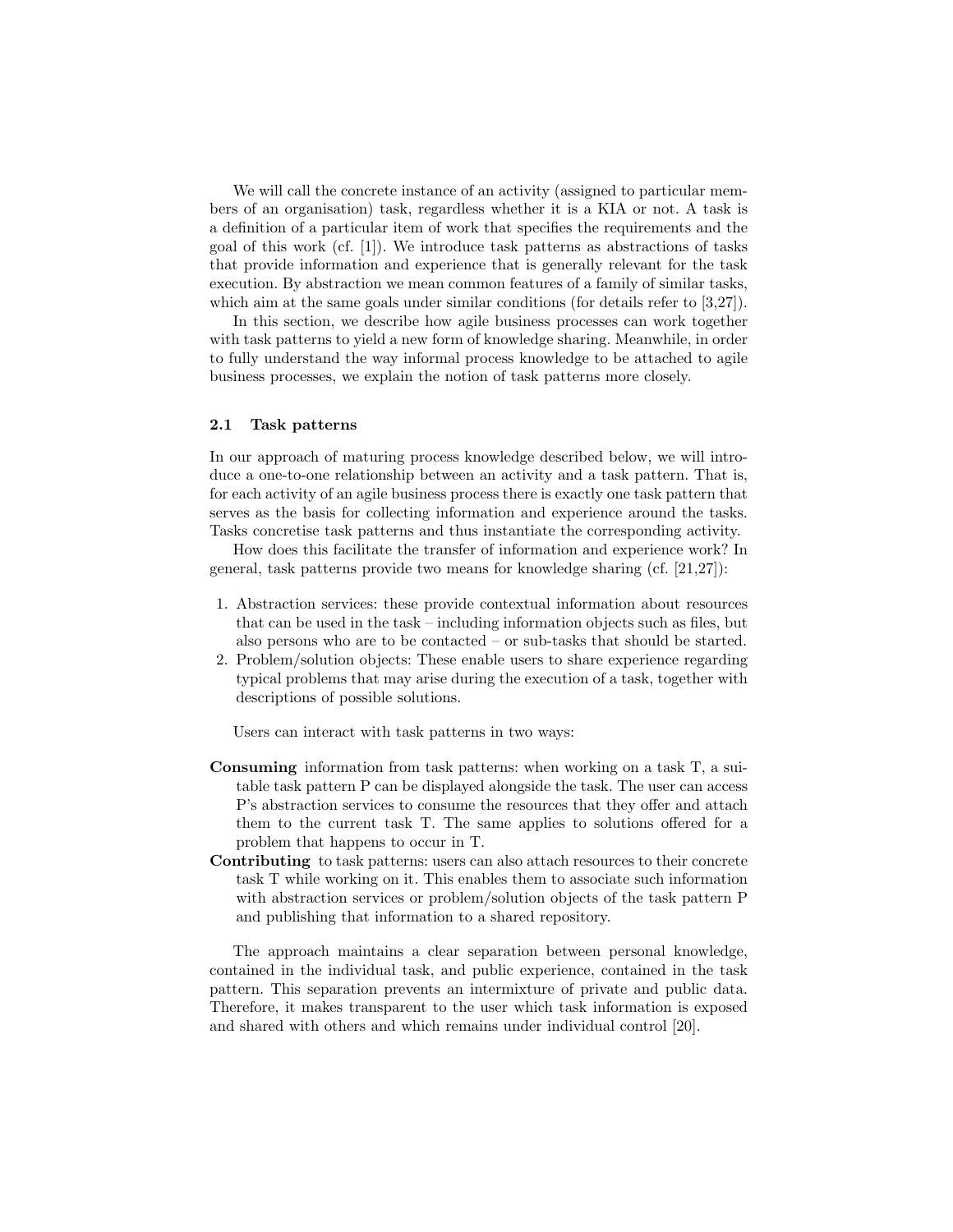We will call the concrete instance of an activity (assigned to particular members of an organisation) task, regardless whether it is a KIA or not. A task is a definition of a particular item of work that specifies the requirements and the goal of this work (cf. [1]). We introduce task patterns as abstractions of tasks that provide information and experience that is generally relevant for the task execution. By abstraction we mean common features of a family of similar tasks, which aim at the same goals under similar conditions (for details refer to [3,27]).

In this section, we describe how agile business processes can work together with task patterns to yield a new form of knowledge sharing. Meanwhile, in order to fully understand the way informal process knowledge to be attached to agile business processes, we explain the notion of task patterns more closely.

### 2.1 Task patterns

In our approach of maturing process knowledge described below, we will introduce a one-to-one relationship between an activity and a task pattern. That is, for each activity of an agile business process there is exactly one task pattern that serves as the basis for collecting information and experience around the tasks. Tasks concretise task patterns and thus instantiate the corresponding activity.

How does this facilitate the transfer of information and experience work? In general, task patterns provide two means for knowledge sharing (cf. [21,27]):

1. Abstraction services: these provide contextual information about resources that can be used in the task – including information objects such as files, but also persons who are to be contacted – or sub-tasks that should be started.
2. Problem/solution objects: These enable users to share experience regarding typical problems that may arise during the execution of a task, together with descriptions of possible solutions.

Users can interact with task patterns in two ways:

**Consuming** information from task patterns: when working on a task T, a suitable task pattern P can be displayed alongside the task. The user can access P's abstraction services to consume the resources that they offer and attach them to the current task T. The same applies to solutions offered for a problem that happens to occur in T.

**Contributing** to task patterns: users can also attach resources to their concrete task T while working on it. This enables them to associate such information with abstraction services or problem/solution objects of the task pattern P and publishing that information to a shared repository.

The approach maintains a clear separation between personal knowledge, contained in the individual task, and public experience, contained in the task pattern. This separation prevents an intermixture of private and public data. Therefore, it makes transparent to the user which task information is exposed and shared with others and which remains under individual control [20].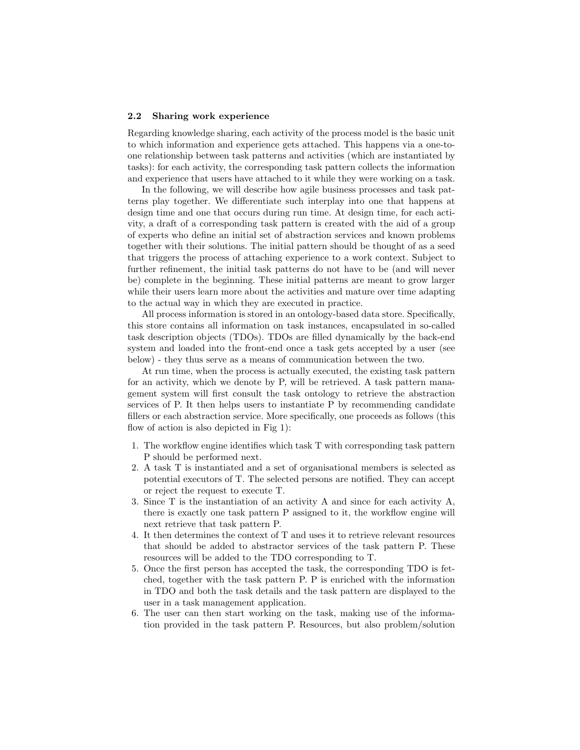### 2.2 Sharing work experience

Regarding knowledge sharing, each activity of the process model is the basic unit to which information and experience gets attached. This happens via a one-to-one relationship between task patterns and activities (which are instantiated by tasks): for each activity, the corresponding task pattern collects the information and experience that users have attached to it while they were working on a task.

In the following, we will describe how agile business processes and task patterns play together. We differentiate such interplay into one that happens at design time and one that occurs during run time. At design time, for each activity, a draft of a corresponding task pattern is created with the aid of a group of experts who define an initial set of abstraction services and known problems together with their solutions. The initial pattern should be thought of as a seed that triggers the process of attaching experience to a work context. Subject to further refinement, the initial task patterns do not have to be (and will never be) complete in the beginning. These initial patterns are meant to grow larger while their users learn more about the activities and mature over time adapting to the actual way in which they are executed in practice.

All process information is stored in an ontology-based data store. Specifically, this store contains all information on task instances, encapsulated in so-called task description objects (TDOs). TDOs are filled dynamically by the back-end system and loaded into the front-end once a task gets accepted by a user (see below) - they thus serve as a means of communication between the two.

At run time, when the process is actually executed, the existing task pattern for an activity, which we denote by P, will be retrieved. A task pattern management system will first consult the task ontology to retrieve the abstraction services of P. It then helps users to instantiate P by recommending candidate fillers or each abstraction service. More specifically, one proceeds as follows (this flow of action is also depicted in Fig 1):

1. The workflow engine identifies which task T with corresponding task pattern P should be performed next.
2. A task T is instantiated and a set of organisational members is selected as potential executors of T. The selected persons are notified. They can accept or reject the request to execute T.
3. Since T is the instantiation of an activity A and since for each activity A, there is exactly one task pattern P assigned to it, the workflow engine will next retrieve that task pattern P.
4. It then determines the context of T and uses it to retrieve relevant resources that should be added to abstractor services of the task pattern P. These resources will be added to the TDO corresponding to T.
5. Once the first person has accepted the task, the corresponding TDO is fetched, together with the task pattern P. P is enriched with the information in TDO and both the task details and the task pattern are displayed to the user in a task management application.
6. The user can then start working on the task, making use of the information provided in the task pattern P. Resources, but also problem/solution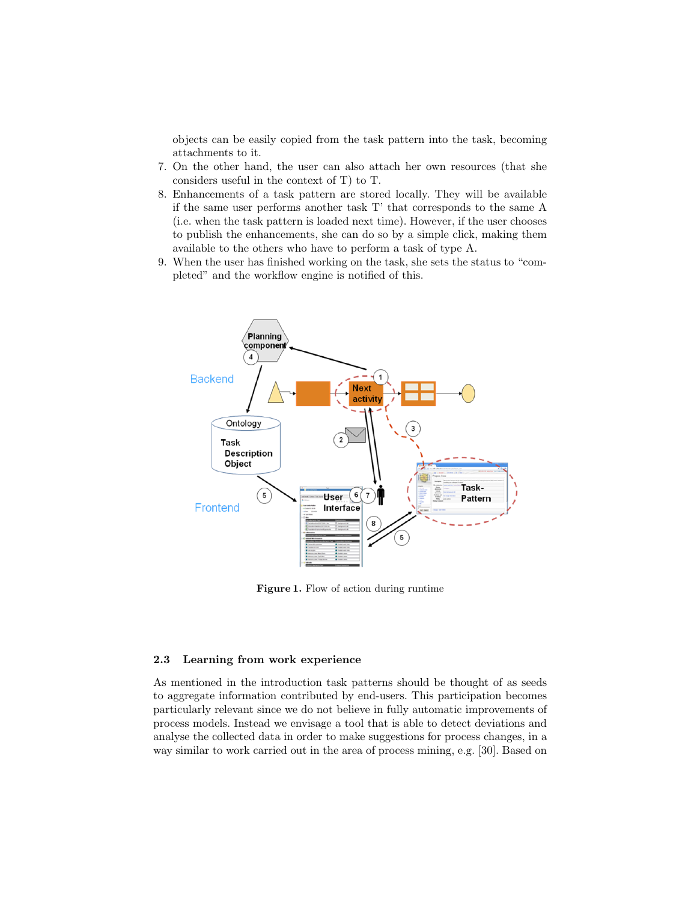objects can be easily copied from the task pattern into the task, becoming attachments to it.

7. On the other hand, the user can also attach her own resources (that she considers useful in the context of T) to T.
8. Enhancements of a task pattern are stored locally. They will be available if the same user performs another task T' that corresponds to the same A (i.e. when the task pattern is loaded next time). However, if the user chooses to publish the enhancements, she can do so by a simple click, making them available to the others who have to perform a task of type A.
9. When the user has finished working on the task, she sets the status to "completed" and the workflow engine is notified of this.

Planning component
4
Backend
Next activity
1
3
Ontology
Task Description Object
2
5
Frontend
User Interface
6
7
Task-Pattern
8
5

**Figure 1.** Flow of action during runtime

### 2.3 Learning from work experience

As mentioned in the introduction task patterns should be thought of as seeds to aggregate information contributed by end-users. This participation becomes particularly relevant since we do not believe in fully automatic improvements of process models. Instead we envisage a tool that is able to detect deviations and analyse the collected data in order to make suggestions for process changes, in a way similar to work carried out in the area of process mining, e.g. [30]. Based on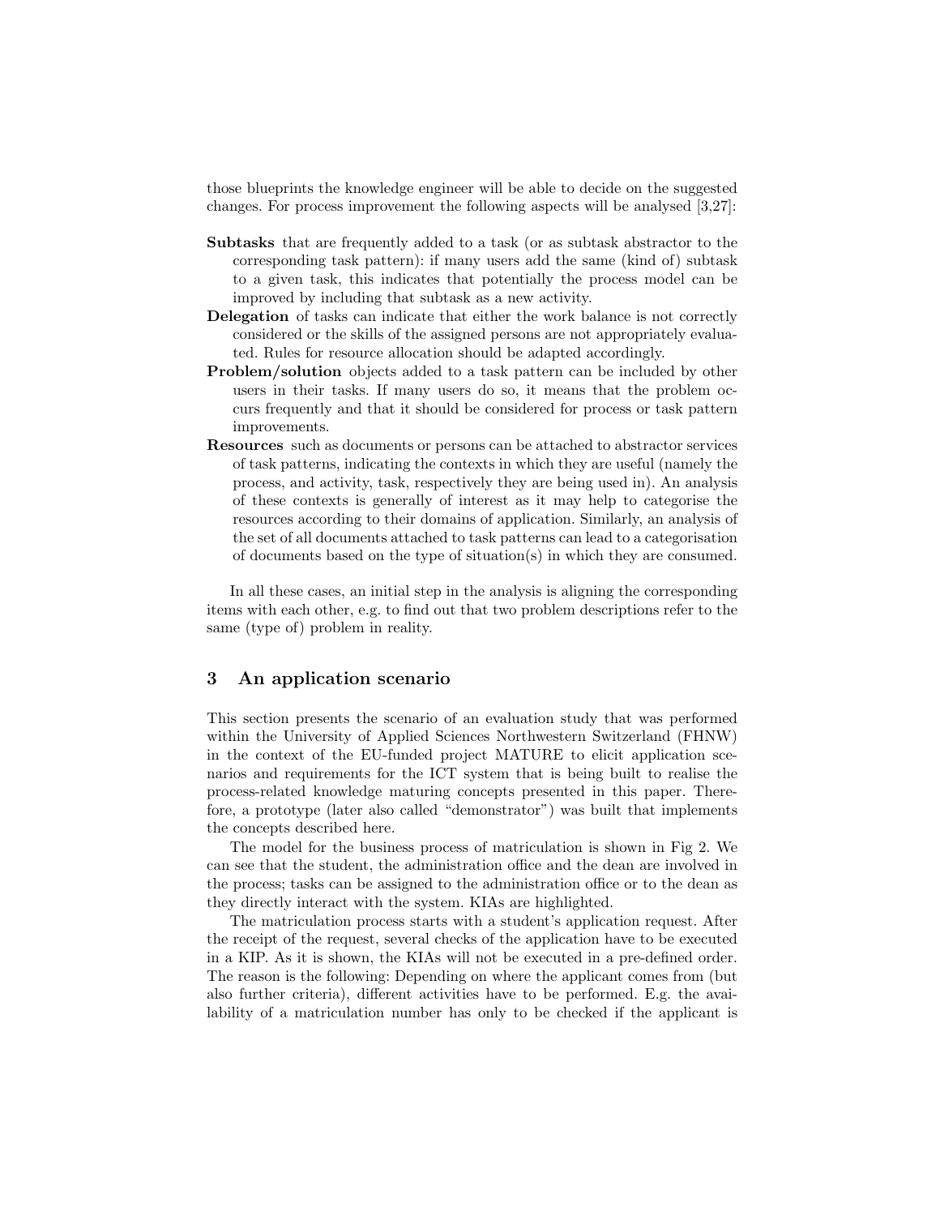those blueprints the knowledge engineer will be able to decide on the suggested changes. For process improvement the following aspects will be analysed [3,27]:

**Subtasks** that are frequently added to a task (or as subtask abstractor to the corresponding task pattern): if many users add the same (kind of) subtask to a given task, this indicates that potentially the process model can be improved by including that subtask as a new activity.

**Delegation** of tasks can indicate that either the work balance is not correctly considered or the skills of the assigned persons are not appropriately evaluated. Rules for resource allocation should be adapted accordingly.

**Problem/solution** objects added to a task pattern can be included by other users in their tasks. If many users do so, it means that the problem occurs frequently and that it should be considered for process or task pattern improvements.

**Resources** such as documents or persons can be attached to abstractor services of task patterns, indicating the contexts in which they are useful (namely the process, and activity, task, respectively they are being used in). An analysis of these contexts is generally of interest as it may help to categorise the resources according to their domains of application. Similarly, an analysis of the set of all documents attached to task patterns can lead to a categorisation of documents based on the type of situation(s) in which they are consumed.

In all these cases, an initial step in the analysis is aligning the corresponding items with each other, e.g. to find out that two problem descriptions refer to the same (type of) problem in reality.

## 3 An application scenario

This section presents the scenario of an evaluation study that was performed within the University of Applied Sciences Northwestern Switzerland (FHNW) in the context of the EU-funded project MATURE to elicit application scenarios and requirements for the ICT system that is being built to realise the process-related knowledge maturing concepts presented in this paper. Therefore, a prototype (later also called "demonstrator") was built that implements the concepts described here.

The model for the business process of matriculation is shown in Fig 2. We can see that the student, the administration office and the dean are involved in the process; tasks can be assigned to the administration office or to the dean as they directly interact with the system. KIAs are highlighted.

The matriculation process starts with a student's application request. After the receipt of the request, several checks of the application have to be executed in a KIP. As it is shown, the KIAs will not be executed in a pre-defined order. The reason is the following: Depending on where the applicant comes from (but also further criteria), different activities have to be performed. E.g. the availability of a matriculation number has only to be checked if the applicant is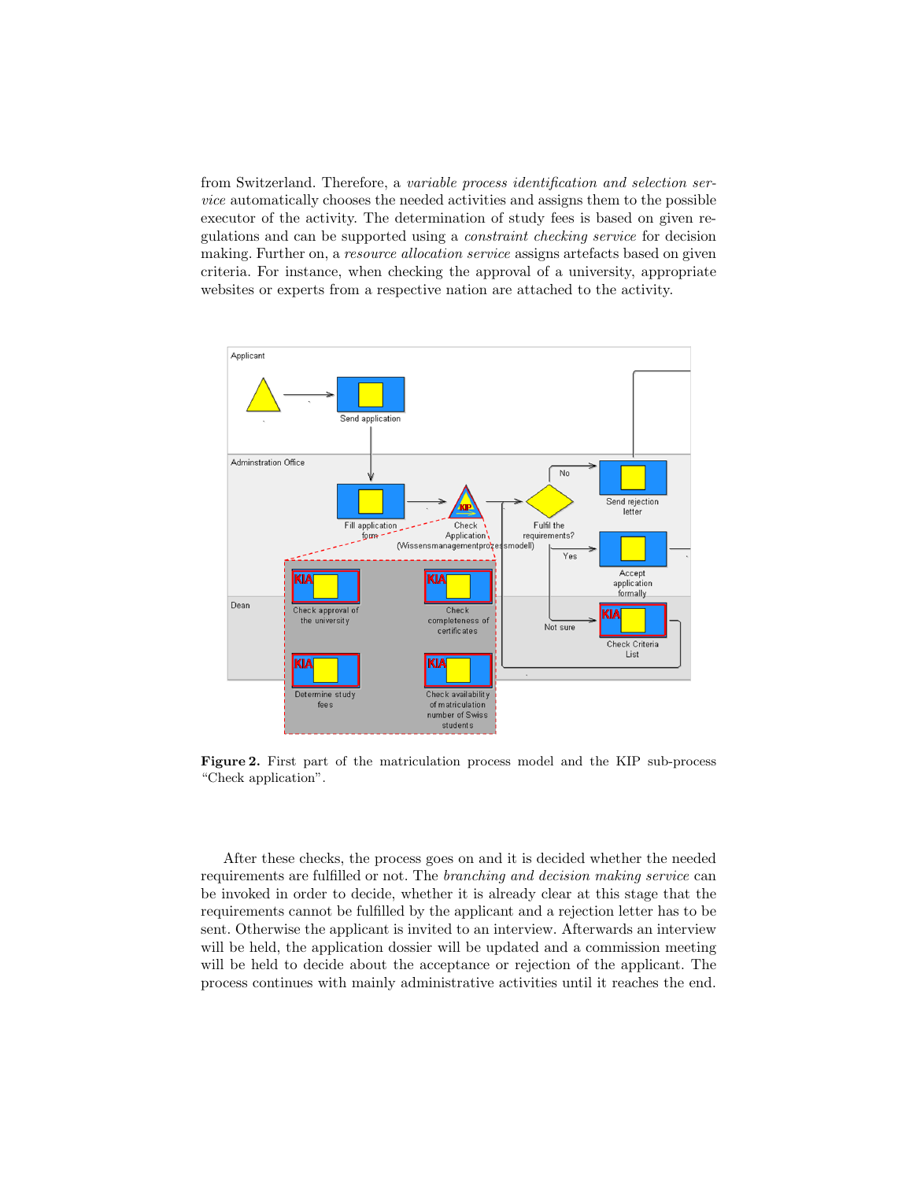from Switzerland. Therefore, a *variable process identification and selection service* automatically chooses the needed activities and assigns them to the possible executor of the activity. The determination of study fees is based on given regulations and can be supported using a *constraint checking service* for decision making. Further on, a *resource allocation service* assigns artefacts based on given criteria. For instance, when checking the approval of a university, appropriate websites or experts from a respective nation are attached to the activity.

Applicant

Send application

Adminstration Office

Fill application form

Check Application (Wissensmanagementprozessmodell)

Fulfil the requirements?

No

Yes

Not sure

Send rejection letter

Accept application formally

Dean

Check Criteria List

Check approval of the university

Check completeness of certificates

Determine study fees

Check availability of matriculation number of Swiss students

**Figure 2.** First part of the matriculation process model and the KIP sub-process "Check application".

After these checks, the process goes on and it is decided whether the needed requirements are fulfilled or not. The *branching and decision making service* can be invoked in order to decide, whether it is already clear at this stage that the requirements cannot be fulfilled by the applicant and a rejection letter has to be sent. Otherwise the applicant is invited to an interview. Afterwards an interview will be held, the application dossier will be updated and a commission meeting will be held to decide about the acceptance or rejection of the applicant. The process continues with mainly administrative activities until it reaches the end.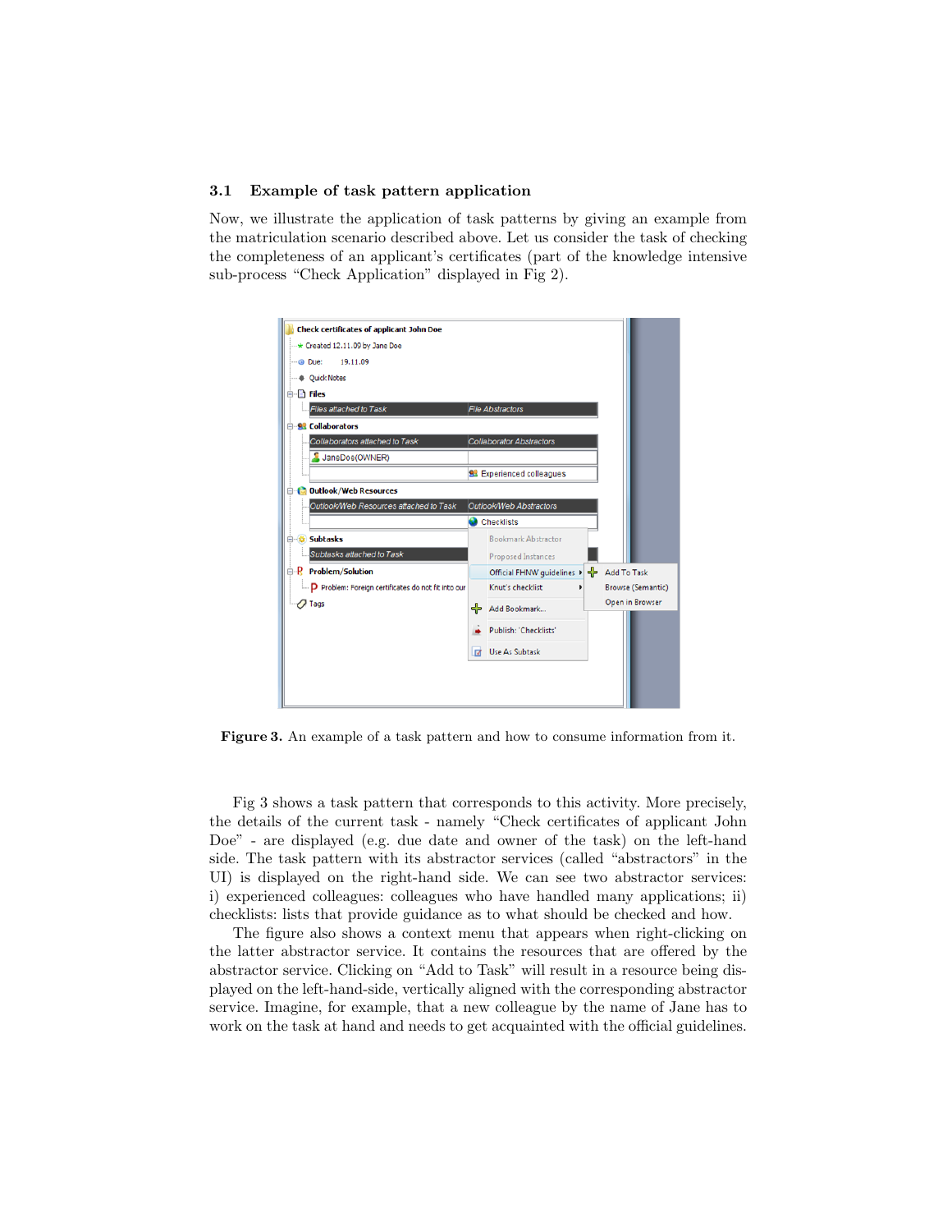### 3.1 Example of task pattern application

Now, we illustrate the application of task patterns by giving an example from the matriculation scenario described above. Let us consider the task of checking the completeness of an applicant's certificates (part of the knowledge intensive sub-process "Check Application" displayed in Fig 2).

**Figure 3.** An example of a task pattern and how to consume information from it.

Fig 3 shows a task pattern that corresponds to this activity. More precisely, the details of the current task - namely "Check certificates of applicant John Doe" - are displayed (e.g. due date and owner of the task) on the left-hand side. The task pattern with its abstractor services (called "abstractors" in the UI) is displayed on the right-hand side. We can see two abstractor services: i) experienced colleagues: colleagues who have handled many applications; ii) checklists: lists that provide guidance as to what should be checked and how.

The figure also shows a context menu that appears when right-clicking on the latter abstractor service. It contains the resources that are offered by the abstractor service. Clicking on "Add to Task" will result in a resource being displayed on the left-hand-side, vertically aligned with the corresponding abstractor service. Imagine, for example, that a new colleague by the name of Jane has to work on the task at hand and needs to get acquainted with the official guidelines.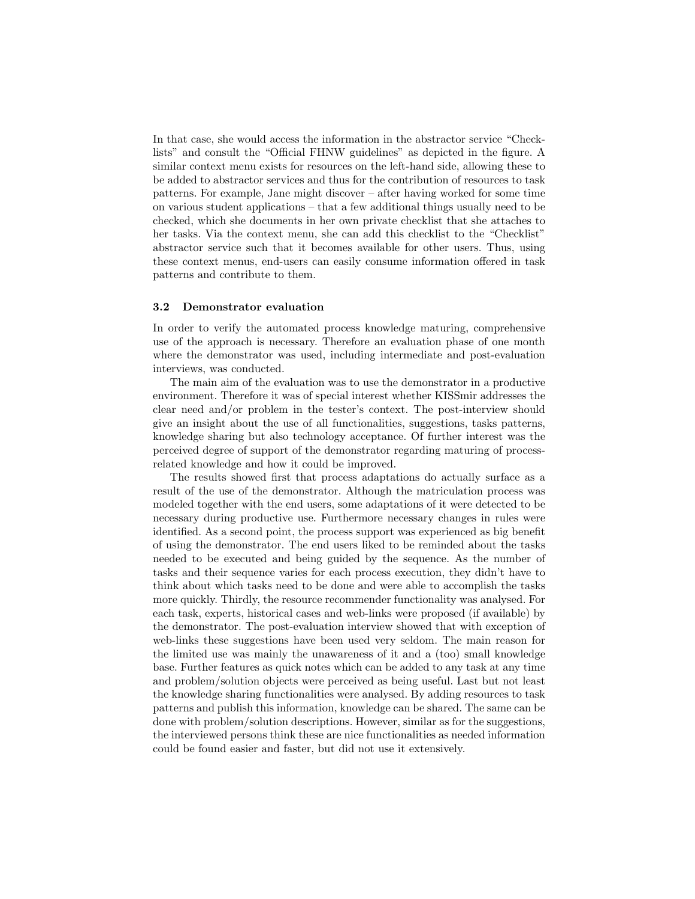In that case, she would access the information in the abstractor service "Checklists" and consult the "Official FHNW guidelines" as depicted in the figure. A similar context menu exists for resources on the left-hand side, allowing these to be added to abstractor services and thus for the contribution of resources to task patterns. For example, Jane might discover – after having worked for some time on various student applications – that a few additional things usually need to be checked, which she documents in her own private checklist that she attaches to her tasks. Via the context menu, she can add this checklist to the "Checklist" abstractor service such that it becomes available for other users. Thus, using these context menus, end-users can easily consume information offered in task patterns and contribute to them.

### 3.2 Demonstrator evaluation

In order to verify the automated process knowledge maturing, comprehensive use of the approach is necessary. Therefore an evaluation phase of one month where the demonstrator was used, including intermediate and post-evaluation interviews, was conducted.

The main aim of the evaluation was to use the demonstrator in a productive environment. Therefore it was of special interest whether KISSmir addresses the clear need and/or problem in the tester's context. The post-interview should give an insight about the use of all functionalities, suggestions, tasks patterns, knowledge sharing but also technology acceptance. Of further interest was the perceived degree of support of the demonstrator regarding maturing of process-related knowledge and how it could be improved.

The results showed first that process adaptations do actually surface as a result of the use of the demonstrator. Although the matriculation process was modeled together with the end users, some adaptations of it were detected to be necessary during productive use. Furthermore necessary changes in rules were identified. As a second point, the process support was experienced as big benefit of using the demonstrator. The end users liked to be reminded about the tasks needed to be executed and being guided by the sequence. As the number of tasks and their sequence varies for each process execution, they didn't have to think about which tasks need to be done and were able to accomplish the tasks more quickly. Thirdly, the resource recommender functionality was analysed. For each task, experts, historical cases and web-links were proposed (if available) by the demonstrator. The post-evaluation interview showed that with exception of web-links these suggestions have been used very seldom. The main reason for the limited use was mainly the unawareness of it and a (too) small knowledge base. Further features as quick notes which can be added to any task at any time and problem/solution objects were perceived as being useful. Last but not least the knowledge sharing functionalities were analysed. By adding resources to task patterns and publish this information, knowledge can be shared. The same can be done with problem/solution descriptions. However, similar as for the suggestions, the interviewed persons think these are nice functionalities as needed information could be found easier and faster, but did not use it extensively.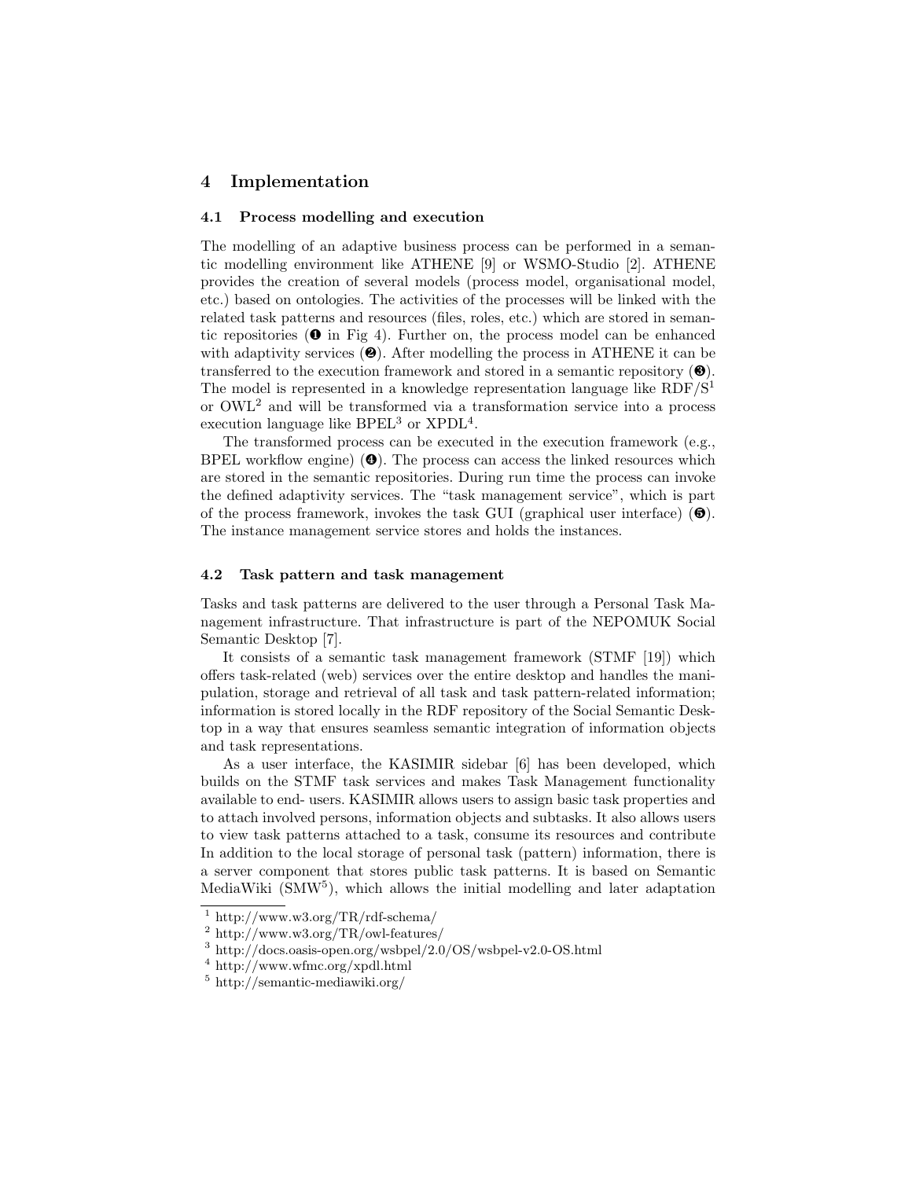## 4 Implementation

### 4.1 Process modelling and execution

The modelling of an adaptive business process can be performed in a semantic modelling environment like ATHENE [9] or WSMO-Studio [2]. ATHENE provides the creation of several models (process model, organisational model, etc.) based on ontologies. The activities of the processes will be linked with the related task patterns and resources (files, roles, etc.) which are stored in semantic repositories (❶ in Fig 4). Further on, the process model can be enhanced with adaptivity services (❷). After modelling the process in ATHENE it can be transferred to the execution framework and stored in a semantic repository (❸). The model is represented in a knowledge representation language like RDF/S[1] or OWL[2] and will be transformed via a transformation service into a process execution language like BPEL[3] or XPDL[4].

The transformed process can be executed in the execution framework (e.g., BPEL workflow engine) (❹). The process can access the linked resources which are stored in the semantic repositories. During run time the process can invoke the defined adaptivity services. The "task management service", which is part of the process framework, invokes the task GUI (graphical user interface) (❺). The instance management service stores and holds the instances.

### 4.2 Task pattern and task management

Tasks and task patterns are delivered to the user through a Personal Task Management infrastructure. That infrastructure is part of the NEPOMUK Social Semantic Desktop [7].

It consists of a semantic task management framework (STMF [19]) which offers task-related (web) services over the entire desktop and handles the manipulation, storage and retrieval of all task and task pattern-related information; information is stored locally in the RDF repository of the Social Semantic Desktop in a way that ensures seamless semantic integration of information objects and task representations.

As a user interface, the KASIMIR sidebar [6] has been developed, which builds on the STMF task services and makes Task Management functionality available to end- users. KASIMIR allows users to assign basic task properties and to attach involved persons, information objects and subtasks. It also allows users to view task patterns attached to a task, consume its resources and contribute In addition to the local storage of personal task (pattern) information, there is a server component that stores public task patterns. It is based on Semantic MediaWiki (SMW[5]), which allows the initial modelling and later adaptation

---

[1] http://www.w3.org/TR/rdf-schema/

[2] http://www.w3.org/TR/owl-features/

[3] http://docs.oasis-open.org/wsbpel/2.0/OS/wsbpel-v2.0-OS.html

[4] http://www.wfmc.org/xpdl.html

[5] http://semantic-mediawiki.org/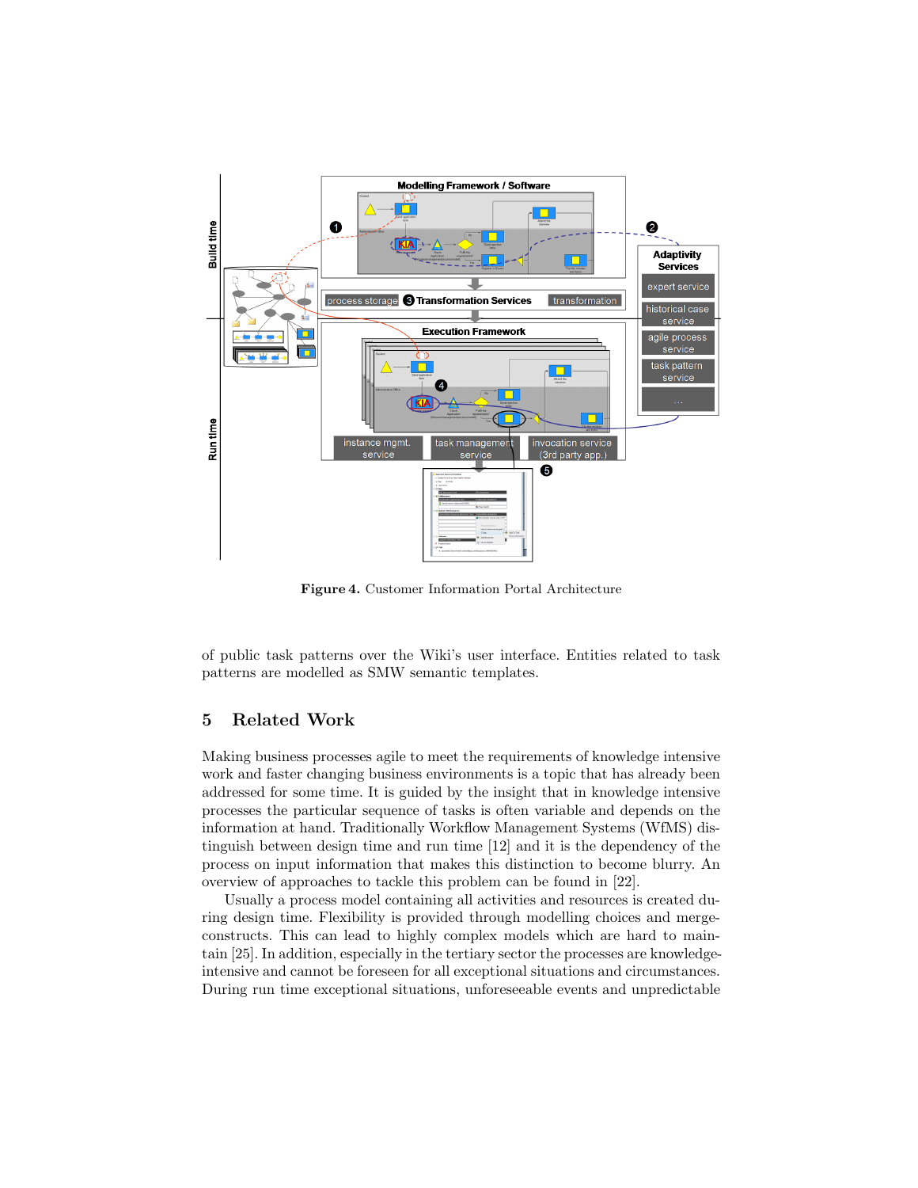Build time

Modelling Framework / Software

Adaptivity Services

expert service

historical case service

agile process service

task pattern service

...

process storage

Transformation Services

transformation

Execution Framework

Run time

instance mgmt. service

task management service

invocation service (3rd party app.)

Figure 4. Customer Information Portal Architecture

of public task patterns over the Wiki's user interface. Entities related to task patterns are modelled as SMW semantic templates.

## 5 Related Work

Making business processes agile to meet the requirements of knowledge intensive work and faster changing business environments is a topic that has already been addressed for some time. It is guided by the insight that in knowledge intensive processes the particular sequence of tasks is often variable and depends on the information at hand. Traditionally Workflow Management Systems (WfMS) distinguish between design time and run time [12] and it is the dependency of the process on input information that makes this distinction to become blurry. An overview of approaches to tackle this problem can be found in [22].

Usually a process model containing all activities and resources is created during design time. Flexibility is provided through modelling choices and merge-constructs. This can lead to highly complex models which are hard to maintain [25]. In addition, especially in the tertiary sector the processes are knowledge-intensive and cannot be foreseen for all exceptional situations and circumstances. During run time exceptional situations, unforeseeable events and unpredictable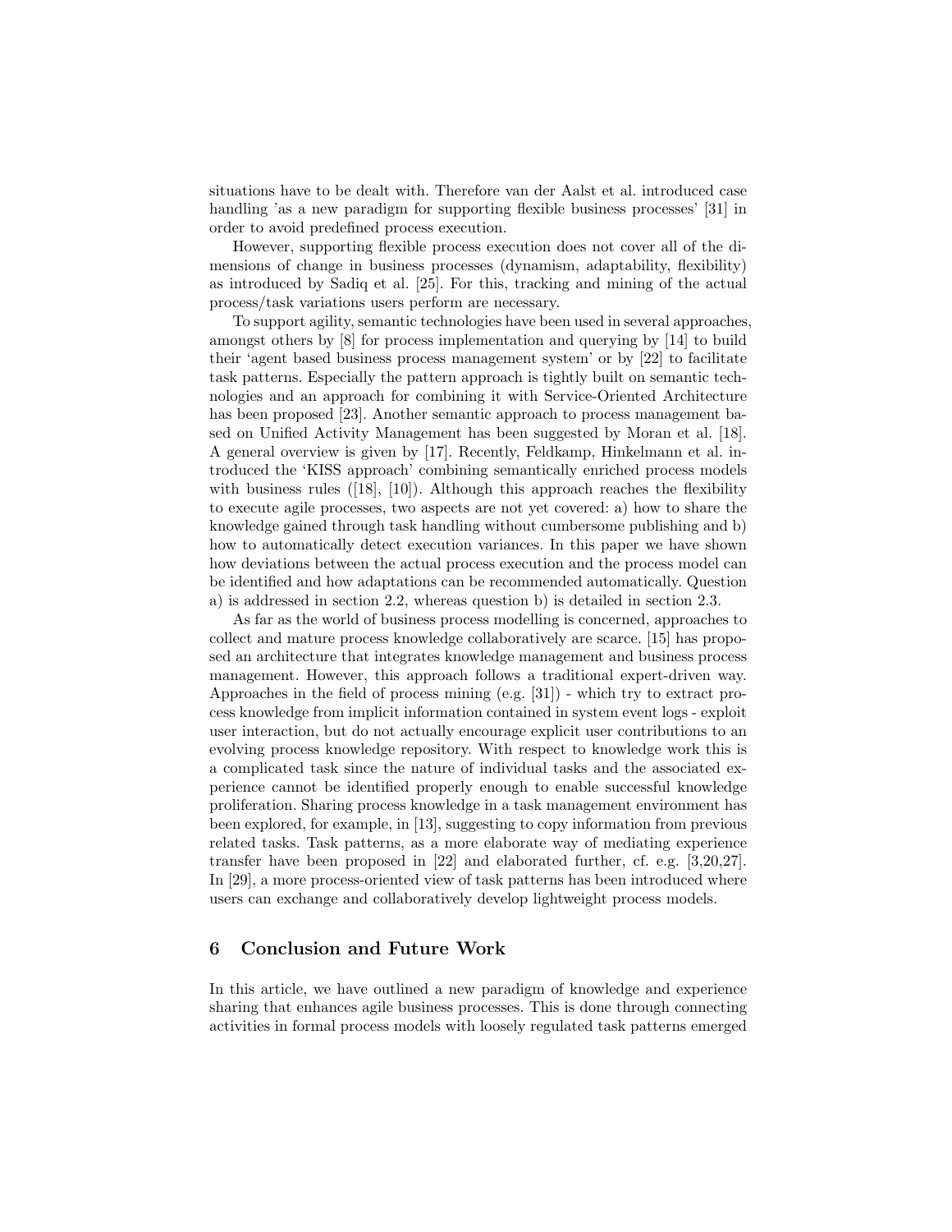situations have to be dealt with. Therefore van der Aalst et al. introduced case handling 'as a new paradigm for supporting flexible business processes' [31] in order to avoid predefined process execution.

However, supporting flexible process execution does not cover all of the dimensions of change in business processes (dynamism, adaptability, flexibility) as introduced by Sadiq et al. [25]. For this, tracking and mining of the actual process/task variations users perform are necessary.

To support agility, semantic technologies have been used in several approaches, amongst others by [8] for process implementation and querying by [14] to build their 'agent based business process management system' or by [22] to facilitate task patterns. Especially the pattern approach is tightly built on semantic technologies and an approach for combining it with Service-Oriented Architecture has been proposed [23]. Another semantic approach to process management based on Unified Activity Management has been suggested by Moran et al. [18]. A general overview is given by [17]. Recently, Feldkamp, Hinkelmann et al. introduced the 'KISS approach' combining semantically enriched process models with business rules ([18], [10]). Although this approach reaches the flexibility to execute agile processes, two aspects are not yet covered: a) how to share the knowledge gained through task handling without cumbersome publishing and b) how to automatically detect execution variances. In this paper we have shown how deviations between the actual process execution and the process model can be identified and how adaptations can be recommended automatically. Question a) is addressed in section 2.2, whereas question b) is detailed in section 2.3.

As far as the world of business process modelling is concerned, approaches to collect and mature process knowledge collaboratively are scarce. [15] has proposed an architecture that integrates knowledge management and business process management. However, this approach follows a traditional expert-driven way. Approaches in the field of process mining (e.g. [31]) - which try to extract process knowledge from implicit information contained in system event logs - exploit user interaction, but do not actually encourage explicit user contributions to an evolving process knowledge repository. With respect to knowledge work this is a complicated task since the nature of individual tasks and the associated experience cannot be identified properly enough to enable successful knowledge proliferation. Sharing process knowledge in a task management environment has been explored, for example, in [13], suggesting to copy information from previous related tasks. Task patterns, as a more elaborate way of mediating experience transfer have been proposed in [22] and elaborated further, cf. e.g. [3,20,27]. In [29], a more process-oriented view of task patterns has been introduced where users can exchange and collaboratively develop lightweight process models.

## 6 Conclusion and Future Work

In this article, we have outlined a new paradigm of knowledge and experience sharing that enhances agile business processes. This is done through connecting activities in formal process models with loosely regulated task patterns emerged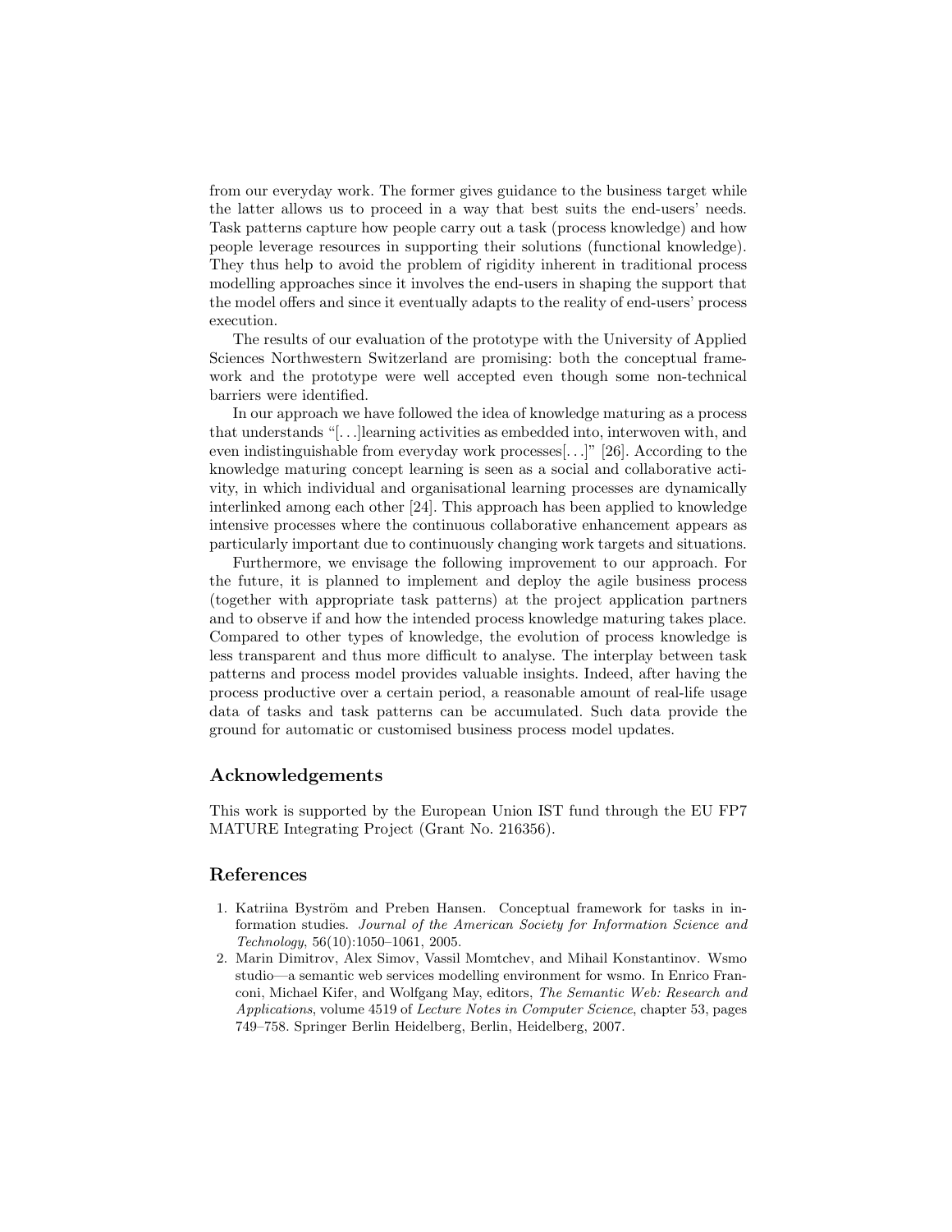from our everyday work. The former gives guidance to the business target while the latter allows us to proceed in a way that best suits the end-users' needs. Task patterns capture how people carry out a task (process knowledge) and how people leverage resources in supporting their solutions (functional knowledge). They thus help to avoid the problem of rigidity inherent in traditional process modelling approaches since it involves the end-users in shaping the support that the model offers and since it eventually adapts to the reality of end-users' process execution.

The results of our evaluation of the prototype with the University of Applied Sciences Northwestern Switzerland are promising: both the conceptual framework and the prototype were well accepted even though some non-technical barriers were identified.

In our approach we have followed the idea of knowledge maturing as a process that understands "[...]learning activities as embedded into, interwoven with, and even indistinguishable from everyday work processes[...]" [26]. According to the knowledge maturing concept learning is seen as a social and collaborative activity, in which individual and organisational learning processes are dynamically interlinked among each other [24]. This approach has been applied to knowledge intensive processes where the continuous collaborative enhancement appears as particularly important due to continuously changing work targets and situations.

Furthermore, we envisage the following improvement to our approach. For the future, it is planned to implement and deploy the agile business process (together with appropriate task patterns) at the project application partners and to observe if and how the intended process knowledge maturing takes place. Compared to other types of knowledge, the evolution of process knowledge is less transparent and thus more difficult to analyse. The interplay between task patterns and process model provides valuable insights. Indeed, after having the process productive over a certain period, a reasonable amount of real-life usage data of tasks and task patterns can be accumulated. Such data provide the ground for automatic or customised business process model updates.

## Acknowledgements

This work is supported by the European Union IST fund through the EU FP7 MATURE Integrating Project (Grant No. 216356).

## References

1. Katriina Byström and Preben Hansen. Conceptual framework for tasks in information studies. *Journal of the American Society for Information Science and Technology*, 56(10):1050–1061, 2005.
2. Marin Dimitrov, Alex Simov, Vassil Momtchev, and Mihail Konstantinov. Wsmo studio—a semantic web services modelling environment for wsmo. In Enrico Franconi, Michael Kifer, and Wolfgang May, editors, *The Semantic Web: Research and Applications*, volume 4519 of *Lecture Notes in Computer Science*, chapter 53, pages 749–758. Springer Berlin Heidelberg, Berlin, Heidelberg, 2007.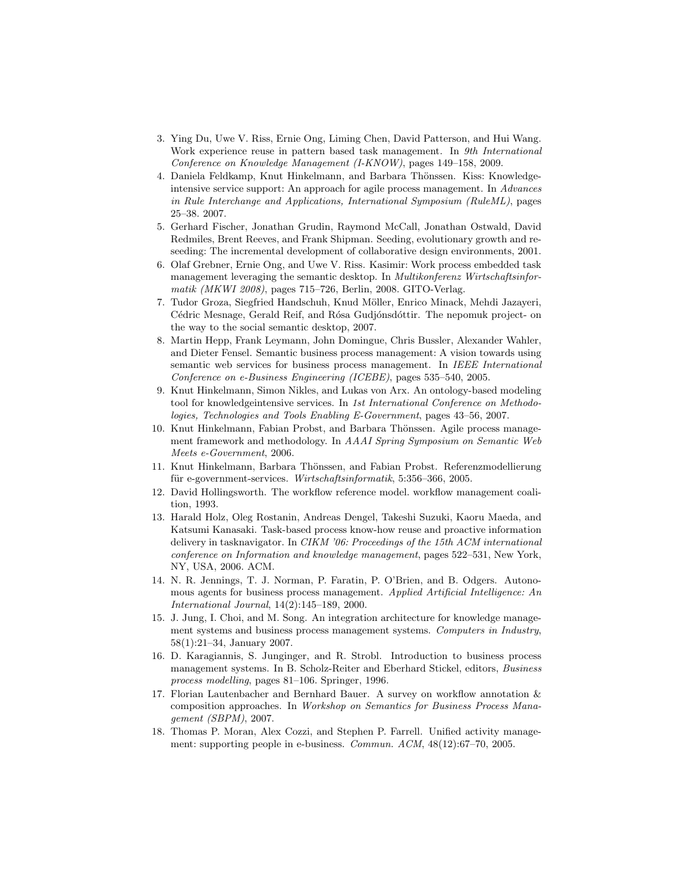3. Ying Du, Uwe V. Riss, Ernie Ong, Liming Chen, David Patterson, and Hui Wang. Work experience reuse in pattern based task management. In *9th International Conference on Knowledge Management (I-KNOW)*, pages 149–158, 2009.
4. Daniela Feldkamp, Knut Hinkelmann, and Barbara Thönssen. Kiss: Knowledge-intensive service support: An approach for agile process management. In *Advances in Rule Interchange and Applications, International Symposium (RuleML)*, pages 25–38. 2007.
5. Gerhard Fischer, Jonathan Grudin, Raymond McCall, Jonathan Ostwald, David Redmiles, Brent Reeves, and Frank Shipman. Seeding, evolutionary growth and reseeding: The incremental development of collaborative design environments, 2001.
6. Olaf Grebner, Ernie Ong, and Uwe V. Riss. Kasimir: Work process embedded task management leveraging the semantic desktop. In *Multikonferenz Wirtschaftsinformatik (MKWI 2008)*, pages 715–726, Berlin, 2008. GITO-Verlag.
7. Tudor Groza, Siegfried Handschuh, Knud Möller, Enrico Minack, Mehdi Jazayeri, Cédric Mesnage, Gerald Reif, and Rósa Gudjónsdóttir. The nepomuk project- on the way to the social semantic desktop, 2007.
8. Martin Hepp, Frank Leymann, John Domingue, Chris Bussler, Alexander Wahler, and Dieter Fensel. Semantic business process management: A vision towards using semantic web services for business process management. In *IEEE International Conference on e-Business Engineering (ICEBE)*, pages 535–540, 2005.
9. Knut Hinkelmann, Simon Nikles, and Lukas von Arx. An ontology-based modeling tool for knowledgeintensive services. In *1st International Conference on Methodologies, Technologies and Tools Enabling E-Government*, pages 43–56, 2007.
10. Knut Hinkelmann, Fabian Probst, and Barbara Thönssen. Agile process management framework and methodology. In *AAAI Spring Symposium on Semantic Web Meets e-Government*, 2006.
11. Knut Hinkelmann, Barbara Thönssen, and Fabian Probst. Referenzmodellierung für e-government-services. *Wirtschaftsinformatik*, 5:356–366, 2005.
12. David Hollingsworth. The workflow reference model. workflow management coalition, 1993.
13. Harald Holz, Oleg Rostanin, Andreas Dengel, Takeshi Suzuki, Kaoru Maeda, and Katsumi Kanasaki. Task-based process know-how reuse and proactive information delivery in tasknavigator. In *CIKM '06: Proceedings of the 15th ACM international conference on Information and knowledge management*, pages 522–531, New York, NY, USA, 2006. ACM.
14. N. R. Jennings, T. J. Norman, P. Faratin, P. O'Brien, and B. Odgers. Autonomous agents for business process management. *Applied Artificial Intelligence: An International Journal*, 14(2):145–189, 2000.
15. J. Jung, I. Choi, and M. Song. An integration architecture for knowledge management systems and business process management systems. *Computers in Industry*, 58(1):21–34, January 2007.
16. D. Karagiannis, S. Junginger, and R. Strobl. Introduction to business process management systems. In B. Scholz-Reiter and Eberhard Stickel, editors, *Business process modelling*, pages 81–106. Springer, 1996.
17. Florian Lautenbacher and Bernhard Bauer. A survey on workflow annotation & composition approaches. In *Workshop on Semantics for Business Process Management (SBPM)*, 2007.
18. Thomas P. Moran, Alex Cozzi, and Stephen P. Farrell. Unified activity management: supporting people in e-business. *Commun. ACM*, 48(12):67–70, 2005.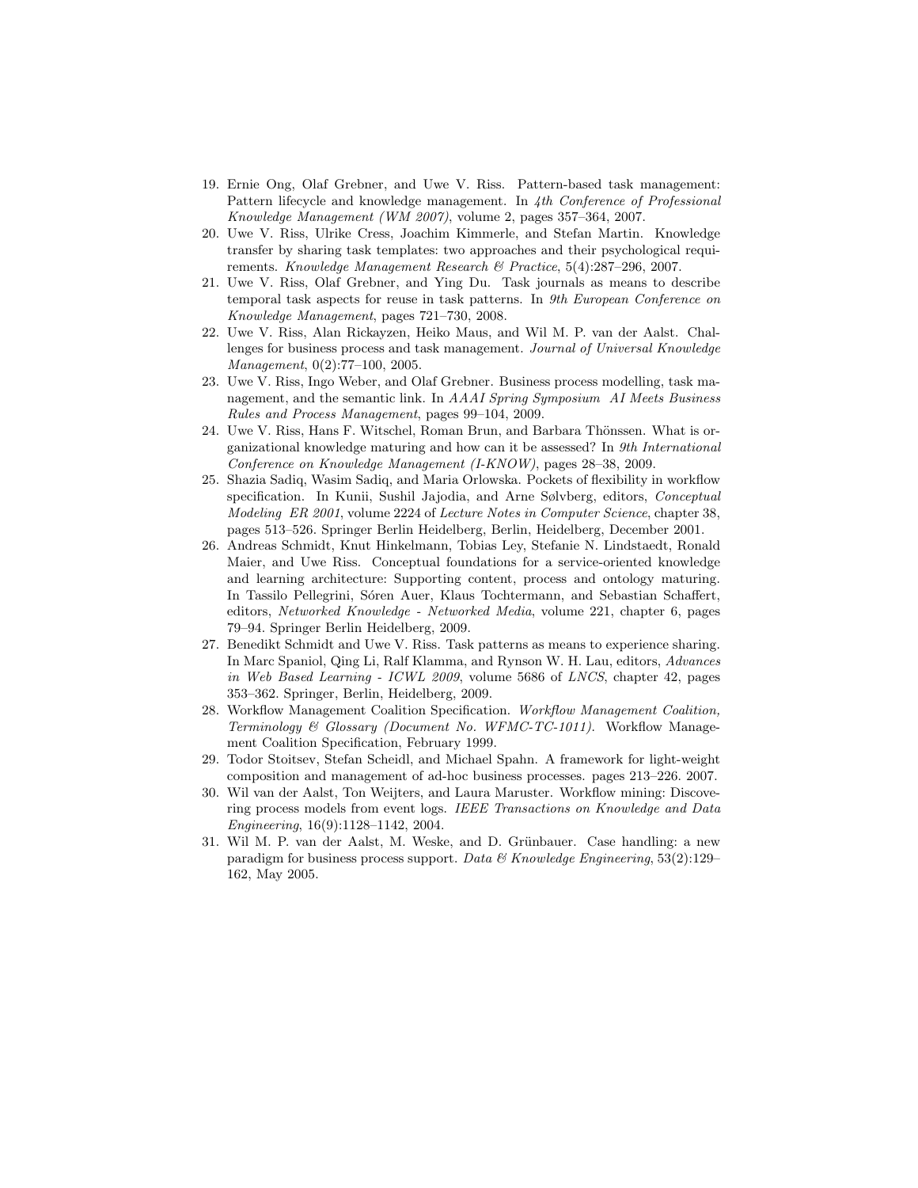19. Ernie Ong, Olaf Grebner, and Uwe V. Riss. Pattern-based task management: Pattern lifecycle and knowledge management. In *4th Conference of Professional Knowledge Management (WM 2007)*, volume 2, pages 357–364, 2007.
20. Uwe V. Riss, Ulrike Cress, Joachim Kimmerle, and Stefan Martin. Knowledge transfer by sharing task templates: two approaches and their psychological requirements. *Knowledge Management Research & Practice*, 5(4):287–296, 2007.
21. Uwe V. Riss, Olaf Grebner, and Ying Du. Task journals as means to describe temporal task aspects for reuse in task patterns. In *9th European Conference on Knowledge Management*, pages 721–730, 2008.
22. Uwe V. Riss, Alan Rickayzen, Heiko Maus, and Wil M. P. van der Aalst. Challenges for business process and task management. *Journal of Universal Knowledge Management*, 0(2):77–100, 2005.
23. Uwe V. Riss, Ingo Weber, and Olaf Grebner. Business process modelling, task management, and the semantic link. In *AAAI Spring Symposium AI Meets Business Rules and Process Management*, pages 99–104, 2009.
24. Uwe V. Riss, Hans F. Witschel, Roman Brun, and Barbara Thönssen. What is organizational knowledge maturing and how can it be assessed? In *9th International Conference on Knowledge Management (I-KNOW)*, pages 28–38, 2009.
25. Shazia Sadiq, Wasim Sadiq, and Maria Orlowska. Pockets of flexibility in workflow specification. In Kunii, Sushil Jajodia, and Arne Sølvberg, editors, *Conceptual Modeling ER 2001*, volume 2224 of *Lecture Notes in Computer Science*, chapter 38, pages 513–526. Springer Berlin Heidelberg, Berlin, Heidelberg, December 2001.
26. Andreas Schmidt, Knut Hinkelmann, Tobias Ley, Stefanie N. Lindstaedt, Ronald Maier, and Uwe Riss. Conceptual foundations for a service-oriented knowledge and learning architecture: Supporting content, process and ontology maturing. In Tassilo Pellegrini, Sóren Auer, Klaus Tochtermann, and Sebastian Schaffert, editors, *Networked Knowledge - Networked Media*, volume 221, chapter 6, pages 79–94. Springer Berlin Heidelberg, 2009.
27. Benedikt Schmidt and Uwe V. Riss. Task patterns as means to experience sharing. In Marc Spaniol, Qing Li, Ralf Klamma, and Rynson W. H. Lau, editors, *Advances in Web Based Learning - ICWL 2009*, volume 5686 of *LNCS*, chapter 42, pages 353–362. Springer, Berlin, Heidelberg, 2009.
28. Workflow Management Coalition Specification. *Workflow Management Coalition, Terminology & Glossary (Document No. WFMC-TC-1011).* Workflow Management Coalition Specification, February 1999.
29. Todor Stoitsev, Stefan Scheidl, and Michael Spahn. A framework for light-weight composition and management of ad-hoc business processes. pages 213–226. 2007.
30. Wil van der Aalst, Ton Weijters, and Laura Maruster. Workflow mining: Discovering process models from event logs. *IEEE Transactions on Knowledge and Data Engineering*, 16(9):1128–1142, 2004.
31. Wil M. P. van der Aalst, M. Weske, and D. Grünbauer. Case handling: a new paradigm for business process support. *Data & Knowledge Engineering*, 53(2):129–162, May 2005.